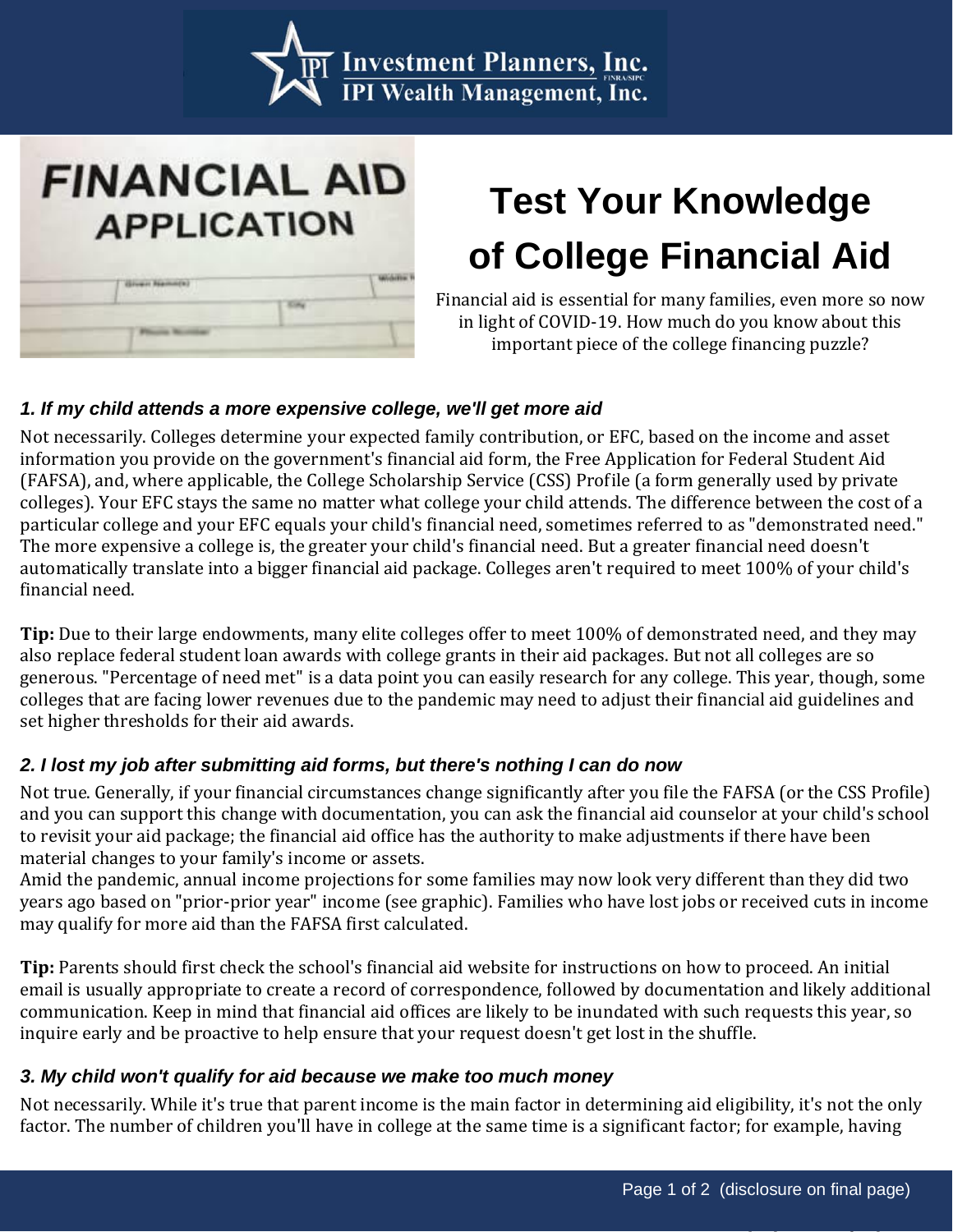Investment Planners, Inc.
IPI Wealth Management, Inc.

# Test Your Knowledge of College Financial Aid

Financial aid is essential for many families, even more so now in light of COVID-19. How much do you know about this important piece of the college financing puzzle?

### *1. If my child attends a more expensive college, we'll get more aid*

Not necessarily. Colleges determine your expected family contribution, or EFC, based on the income and asset information you provide on the government's financial aid form, the Free Application for Federal Student Aid (FAFSA), and, where applicable, the College Scholarship Service (CSS) Profile (a form generally used by private colleges). Your EFC stays the same no matter what college your child attends. The difference between the cost of a particular college and your EFC equals your child's financial need, sometimes referred to as "demonstrated need." The more expensive a college is, the greater your child's financial need. But a greater financial need doesn't automatically translate into a bigger financial aid package. Colleges aren't required to meet 100% of your child's financial need.

**Tip:** Due to their large endowments, many elite colleges offer to meet 100% of demonstrated need, and they may also replace federal student loan awards with college grants in their aid packages. But not all colleges are so generous. "Percentage of need met" is a data point you can easily research for any college. This year, though, some colleges that are facing lower revenues due to the pandemic may need to adjust their financial aid guidelines and set higher thresholds for their aid awards.

### *2. I lost my job after submitting aid forms, but there's nothing I can do now*

Not true. Generally, if your financial circumstances change significantly after you file the FAFSA (or the CSS Profile) and you can support this change with documentation, you can ask the financial aid counselor at your child's school to revisit your aid package; the financial aid office has the authority to make adjustments if there have been material changes to your family's income or assets.
Amid the pandemic, annual income projections for some families may now look very different than they did two years ago based on "prior-prior year" income (see graphic). Families who have lost jobs or received cuts in income may qualify for more aid than the FAFSA first calculated.

**Tip:** Parents should first check the school's financial aid website for instructions on how to proceed. An initial email is usually appropriate to create a record of correspondence, followed by documentation and likely additional communication. Keep in mind that financial aid offices are likely to be inundated with such requests this year, so inquire early and be proactive to help ensure that your request doesn't get lost in the shuffle.

### *3. My child won't qualify for aid because we make too much money*

Not necessarily. While it's true that parent income is the main factor in determining aid eligibility, it's not the only factor. The number of children you'll have in college at the same time is a significant factor; for example, having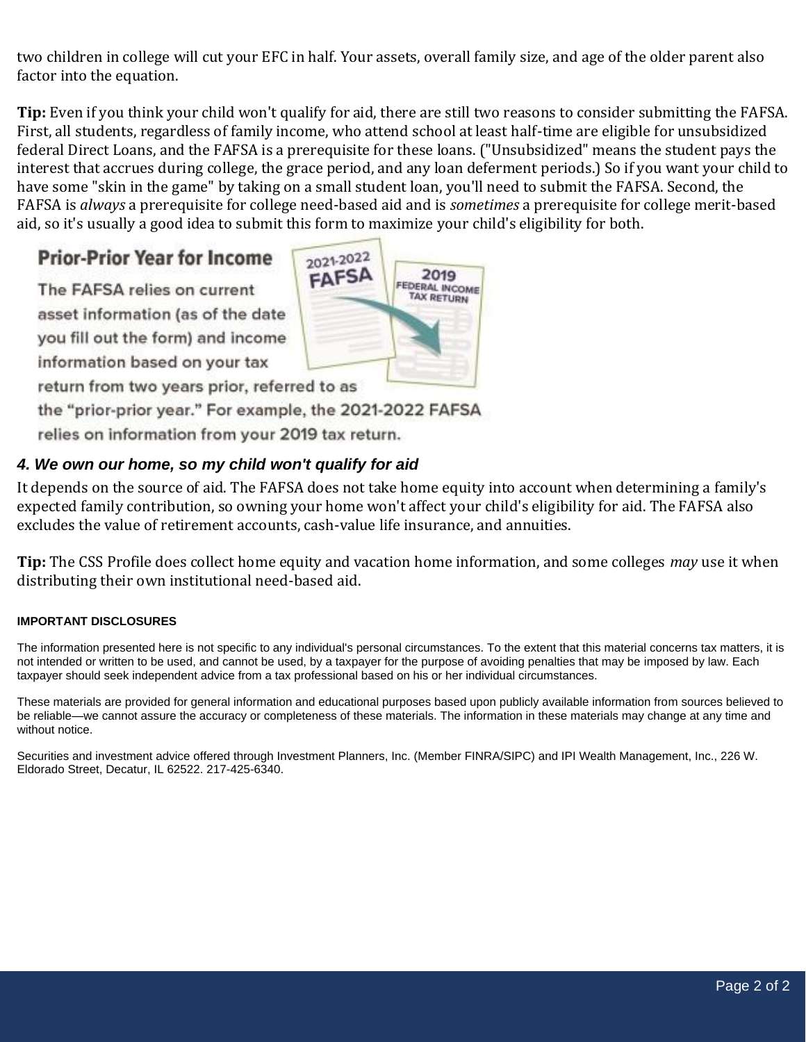two children in college will cut your EFC in half. Your assets, overall family size, and age of the older parent also factor into the equation.

**Tip:** Even if you think your child won't qualify for aid, there are still two reasons to consider submitting the FAFSA. First, all students, regardless of family income, who attend school at least half-time are eligible for unsubsidized federal Direct Loans, and the FAFSA is a prerequisite for these loans. ("Unsubsidized" means the student pays the interest that accrues during college, the grace period, and any loan deferment periods.) So if you want your child to have some "skin in the game" by taking on a small student loan, you'll need to submit the FAFSA. Second, the FAFSA is *always* a prerequisite for college need-based aid and is *sometimes* a prerequisite for college merit-based aid, so it's usually a good idea to submit this form to maximize your child's eligibility for both.

## Prior-Prior Year for Income

2021-2022 FAFSA

2019 FEDERAL INCOME TAX RETURN

The FAFSA relies on current asset information (as of the date you fill out the form) and income information based on your tax return from two years prior, referred to as the "prior-prior year." For example, the 2021-2022 FAFSA relies on information from your 2019 tax return.

### *4. We own our home, so my child won't qualify for aid*

It depends on the source of aid. The FAFSA does not take home equity into account when determining a family's expected family contribution, so owning your home won't affect your child's eligibility for aid. The FAFSA also excludes the value of retirement accounts, cash-value life insurance, and annuities.

**Tip:** The CSS Profile does collect home equity and vacation home information, and some colleges *may* use it when distributing their own institutional need-based aid.

**IMPORTANT DISCLOSURES**

The information presented here is not specific to any individual's personal circumstances. To the extent that this material concerns tax matters, it is not intended or written to be used, and cannot be used, by a taxpayer for the purpose of avoiding penalties that may be imposed by law. Each taxpayer should seek independent advice from a tax professional based on his or her individual circumstances.

These materials are provided for general information and educational purposes based upon publicly available information from sources believed to be reliable—we cannot assure the accuracy or completeness of these materials. The information in these materials may change at any time and without notice.

Securities and investment advice offered through Investment Planners, Inc. (Member FINRA/SIPC) and IPI Wealth Management, Inc., 226 W. Eldorado Street, Decatur, IL 62522. 217-425-6340.